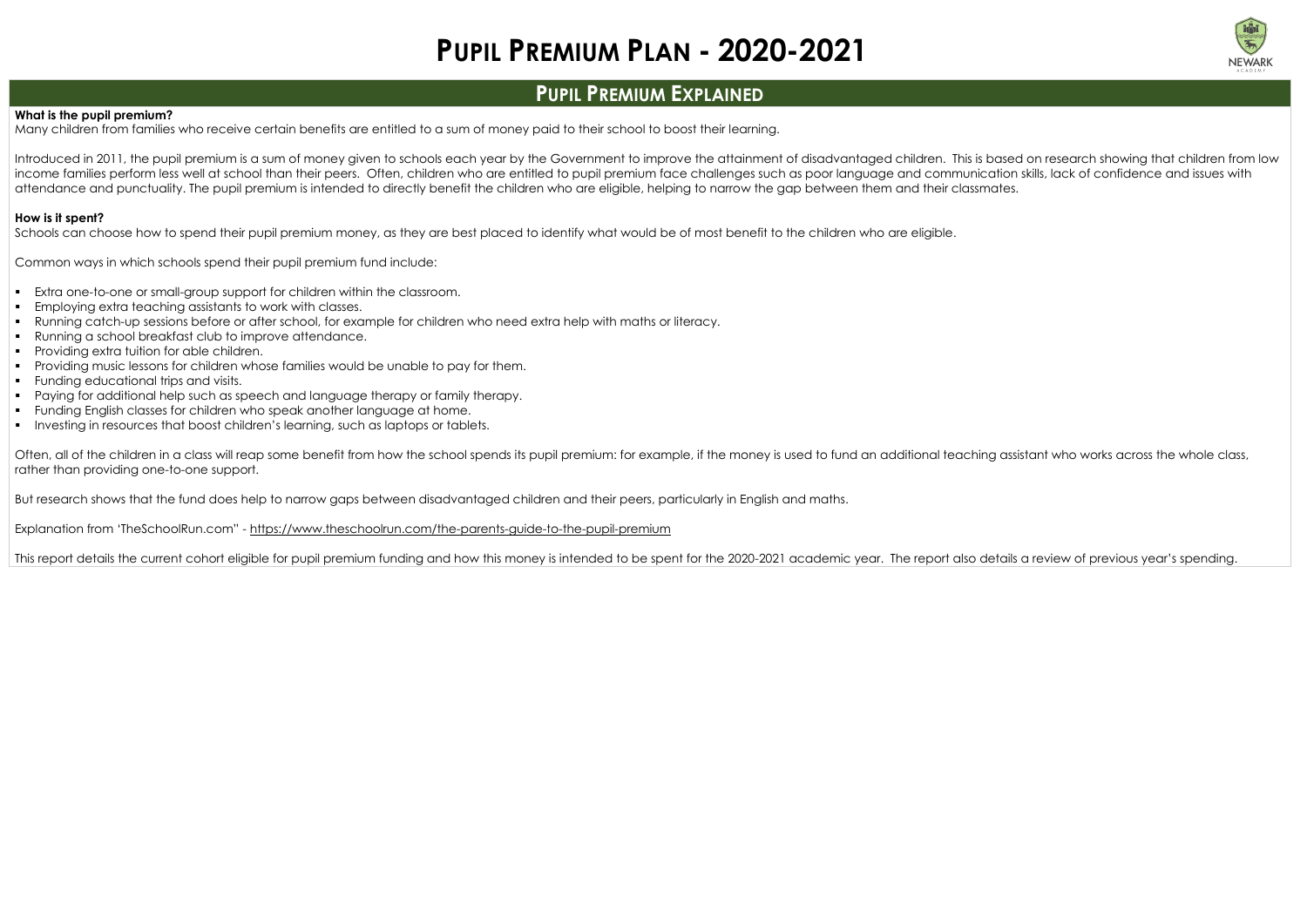# Pupil Premium Plan - 2020-2021

## Pupil Premium Explained

**What is the pupil premium?**

Many children from families who receive certain benefits are entitled to a sum of money paid to their school to boost their learning.

Introduced in 2011, the pupil premium is a sum of money given to schools each year by the Government to improve the attainment of disadvantaged children. This is based on research showing that children from low income families perform less well at school than their peers. Often, children who are entitled to pupil premium face challenges such as poor language and communication skills, lack of confidence and issues with attendance and punctuality. The pupil premium is intended to directly benefit the children who are eligible, helping to narrow the gap between them and their classmates.

**How is it spent?**

Schools can choose how to spend their pupil premium money, as they are best placed to identify what would be of most benefit to the children who are eligible.

Common ways in which schools spend their pupil premium fund include:

- Extra one-to-one or small-group support for children within the classroom.
- Employing extra teaching assistants to work with classes.
- Running catch-up sessions before or after school, for example for children who need extra help with maths or literacy.
- Running a school breakfast club to improve attendance.
- Providing extra tuition for able children.
- Providing music lessons for children whose families would be unable to pay for them.
- Funding educational trips and visits.
- Paying for additional help such as speech and language therapy or family therapy.
- Funding English classes for children who speak another language at home.
- Investing in resources that boost children's learning, such as laptops or tablets.

Often, all of the children in a class will reap some benefit from how the school spends its pupil premium: for example, if the money is used to fund an additional teaching assistant who works across the whole class, rather than providing one-to-one support.

But research shows that the fund does help to narrow gaps between disadvantaged children and their peers, particularly in English and maths.

Explanation from 'TheSchoolRun.com" - https://www.theschoolrun.com/the-parents-guide-to-the-pupil-premium

This report details the current cohort eligible for pupil premium funding and how this money is intended to be spent for the 2020-2021 academic year. The report also details a review of previous year's spending.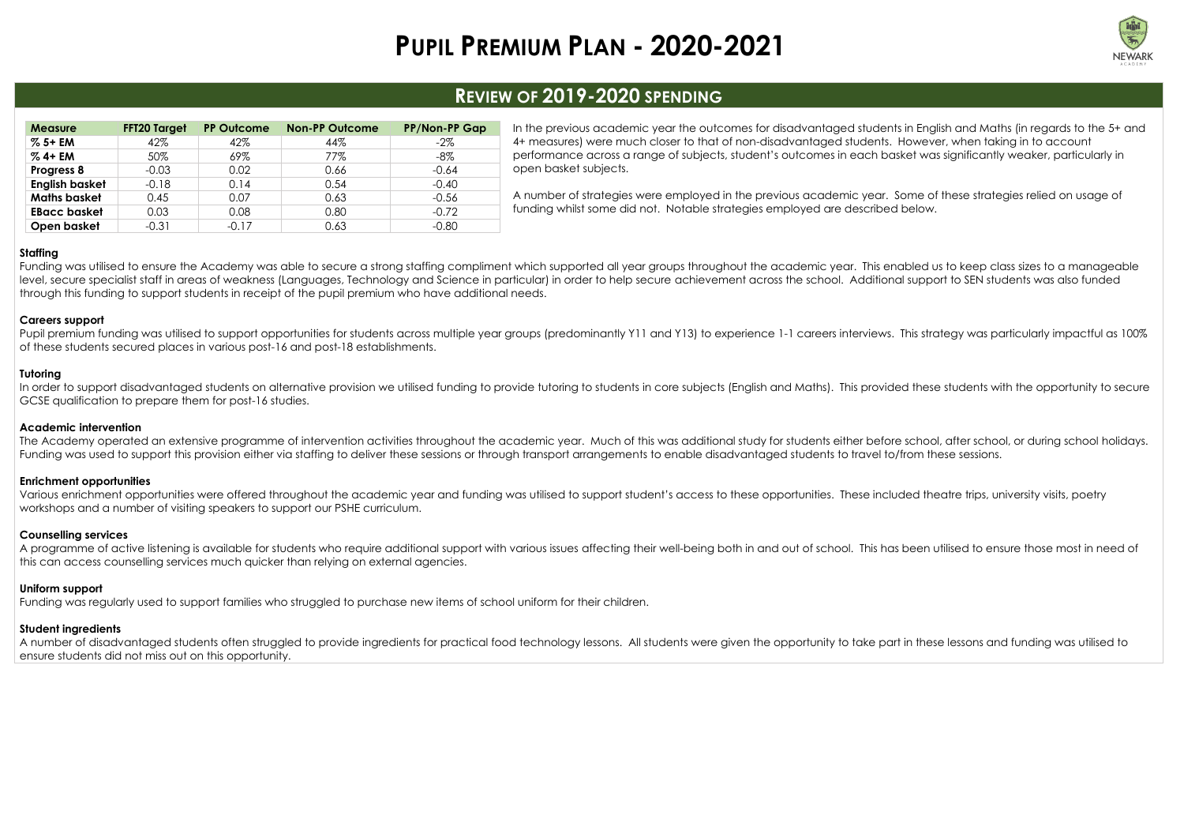# Pupil Premium Plan - 2020-2021

## Review of 2019-2020 Spending

| Measure | FFT20 Target | PP Outcome | Non-PP Outcome | PP/Non-PP Gap |
|---|---|---|---|---|
| % 5+ EM | 42% | 42% | 44% | -2% |
| % 4+ EM | 50% | 69% | 77% | -8% |
| Progress 8 | -0.03 | 0.02 | 0.66 | -0.64 |
| English basket | -0.18 | 0.14 | 0.54 | -0.40 |
| Maths basket | 0.45 | 0.07 | 0.63 | -0.56 |
| EBacc basket | 0.03 | 0.08 | 0.80 | -0.72 |
| Open basket | -0.31 | -0.17 | 0.63 | -0.80 |

In the previous academic year the outcomes for disadvantaged students in English and Maths (in regards to the 5+ and 4+ measures) were much closer to that of non-disadvantaged students. However, when taking in to account performance across a range of subjects, student's outcomes in each basket was significantly weaker, particularly in open basket subjects.

A number of strategies were employed in the previous academic year. Some of these strategies relied on usage of funding whilst some did not. Notable strategies employed are described below.

**Staffing**

Funding was utilised to ensure the Academy was able to secure a strong staffing compliment which supported all year groups throughout the academic year. This enabled us to keep class sizes to a manageable level, secure specialist staff in areas of weakness (Languages, Technology and Science in particular) in order to help secure achievement across the school. Additional support to SEN students was also funded through this funding to support students in receipt of the pupil premium who have additional needs.

**Careers support**

Pupil premium funding was utilised to support opportunities for students across multiple year groups (predominantly Y11 and Y13) to experience 1-1 careers interviews. This strategy was particularly impactful as 100% of these students secured places in various post-16 and post-18 establishments.

**Tutoring**

In order to support disadvantaged students on alternative provision we utilised funding to provide tutoring to students in core subjects (English and Maths). This provided these students with the opportunity to secure GCSE qualification to prepare them for post-16 studies.

**Academic intervention**

The Academy operated an extensive programme of intervention activities throughout the academic year. Much of this was additional study for students either before school, after school, or during school holidays. Funding was used to support this provision either via staffing to deliver these sessions or through transport arrangements to enable disadvantaged students to travel to/from these sessions.

**Enrichment opportunities**

Various enrichment opportunities were offered throughout the academic year and funding was utilised to support student's access to these opportunities. These included theatre trips, university visits, poetry workshops and a number of visiting speakers to support our PSHE curriculum.

**Counselling services**

A programme of active listening is available for students who require additional support with various issues affecting their well-being both in and out of school. This has been utilised to ensure those most in need of this can access counselling services much quicker than relying on external agencies.

**Uniform support**

Funding was regularly used to support families who struggled to purchase new items of school uniform for their children.

**Student ingredients**

A number of disadvantaged students often struggled to provide ingredients for practical food technology lessons. All students were given the opportunity to take part in these lessons and funding was utilised to ensure students did not miss out on this opportunity.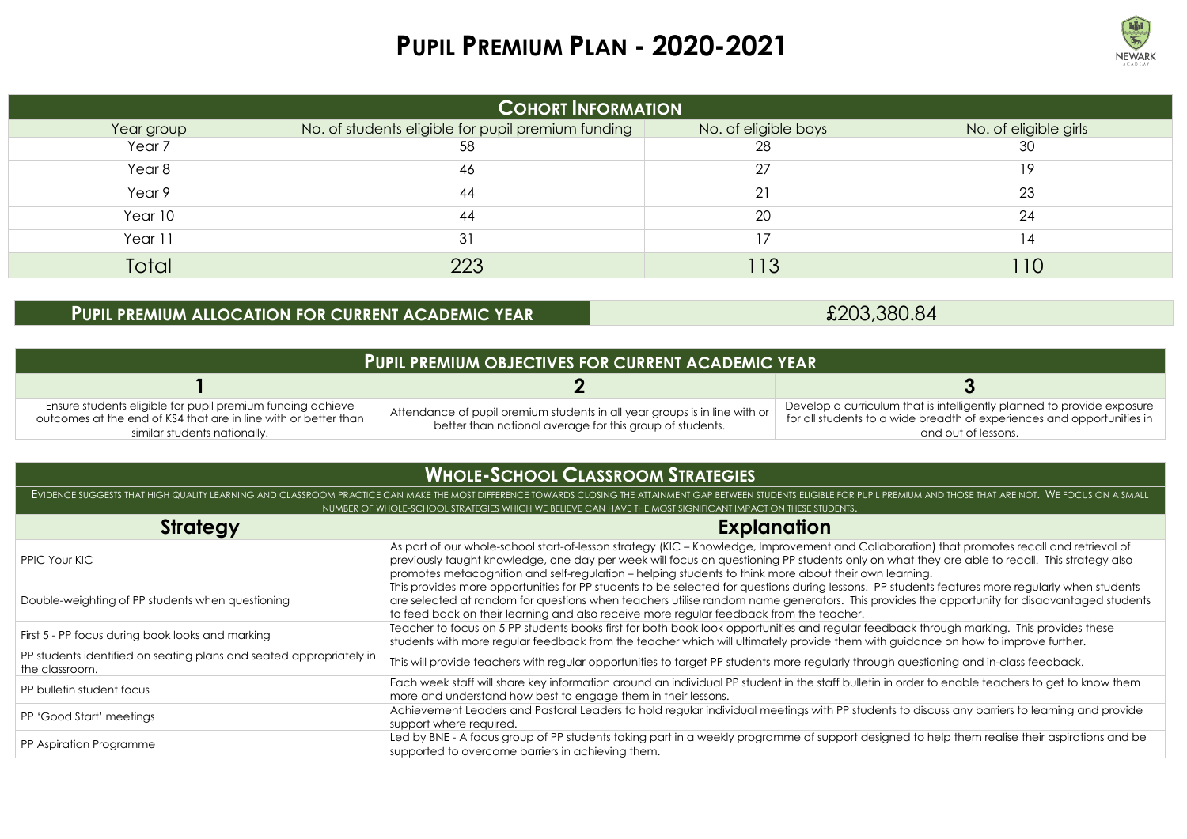# Pupil Premium Plan - 2020-2021

## Cohort Information

| Year group | No. of students eligible for pupil premium funding | No. of eligible boys | No. of eligible girls |
|---|---|---|---|
| Year 7 | 58 | 28 | 30 |
| Year 8 | 46 | 27 | 19 |
| Year 9 | 44 | 21 | 23 |
| Year 10 | 44 | 20 | 24 |
| Year 11 | 31 | 17 | 14 |
| Total | 223 | 113 | 110 |

| Pupil premium allocation for current academic year | £203,380.84 |
|---|---|

## Pupil premium objectives for current academic year

| 1 | 2 | 3 |
|---|---|---|
| Ensure students eligible for pupil premium funding achieve outcomes at the end of KS4 that are in line with or better than similar students nationally. | Attendance of pupil premium students in all year groups is in line with or better than national average for this group of students. | Develop a curriculum that is intelligently planned to provide exposure for all students to a wide breadth of experiences and opportunities in and out of lessons. |

## Whole-School Classroom Strategies

EVIDENCE SUGGESTS THAT HIGH QUALITY LEARNING AND CLASSROOM PRACTICE CAN MAKE THE MOST DIFFERENCE TOWARDS CLOSING THE ATTAINMENT GAP BETWEEN STUDENTS ELIGIBLE FOR PUPIL PREMIUM AND THOSE THAT ARE NOT. WE FOCUS ON A SMALL NUMBER OF WHOLE-SCHOOL STRATEGIES WHICH WE BELIEVE CAN HAVE THE MOST SIGNIFICANT IMPACT ON THESE STUDENTS.

| Strategy | Explanation |
|---|---|
| PPIC Your KIC | As part of our whole-school start-of-lesson strategy (KIC – Knowledge, Improvement and Collaboration) that promotes recall and retrieval of previously taught knowledge, one day per week will focus on questioning PP students only on what they are able to recall. This strategy also promotes metacognition and self-regulation – helping students to think more about their own learning. |
| Double-weighting of PP students when questioning | This provides more opportunities for PP students to be selected for questions during lessons. PP students features more regularly when students are selected at random for questions when teachers utilise random name generators. This provides the opportunity for disadvantaged students to feed back on their learning and also receive more regular feedback from the teacher. |
| First 5 - PP focus during book looks and marking | Teacher to focus on 5 PP students books first for both book look opportunities and regular feedback through marking. This provides these students with more regular feedback from the teacher which will ultimately provide them with guidance on how to improve further. |
| PP students identified on seating plans and seated appropriately in the classroom. | This will provide teachers with regular opportunities to target PP students more regularly through questioning and in-class feedback. |
| PP bulletin student focus | Each week staff will share key information around an individual PP student in the staff bulletin in order to enable teachers to get to know them more and understand how best to engage them in their lessons. |
| PP 'Good Start' meetings | Achievement Leaders and Pastoral Leaders to hold regular individual meetings with PP students to discuss any barriers to learning and provide support where required. |
| PP Aspiration Programme | Led by BNE - A focus group of PP students taking part in a weekly programme of support designed to help them realise their aspirations and be supported to overcome barriers in achieving them. |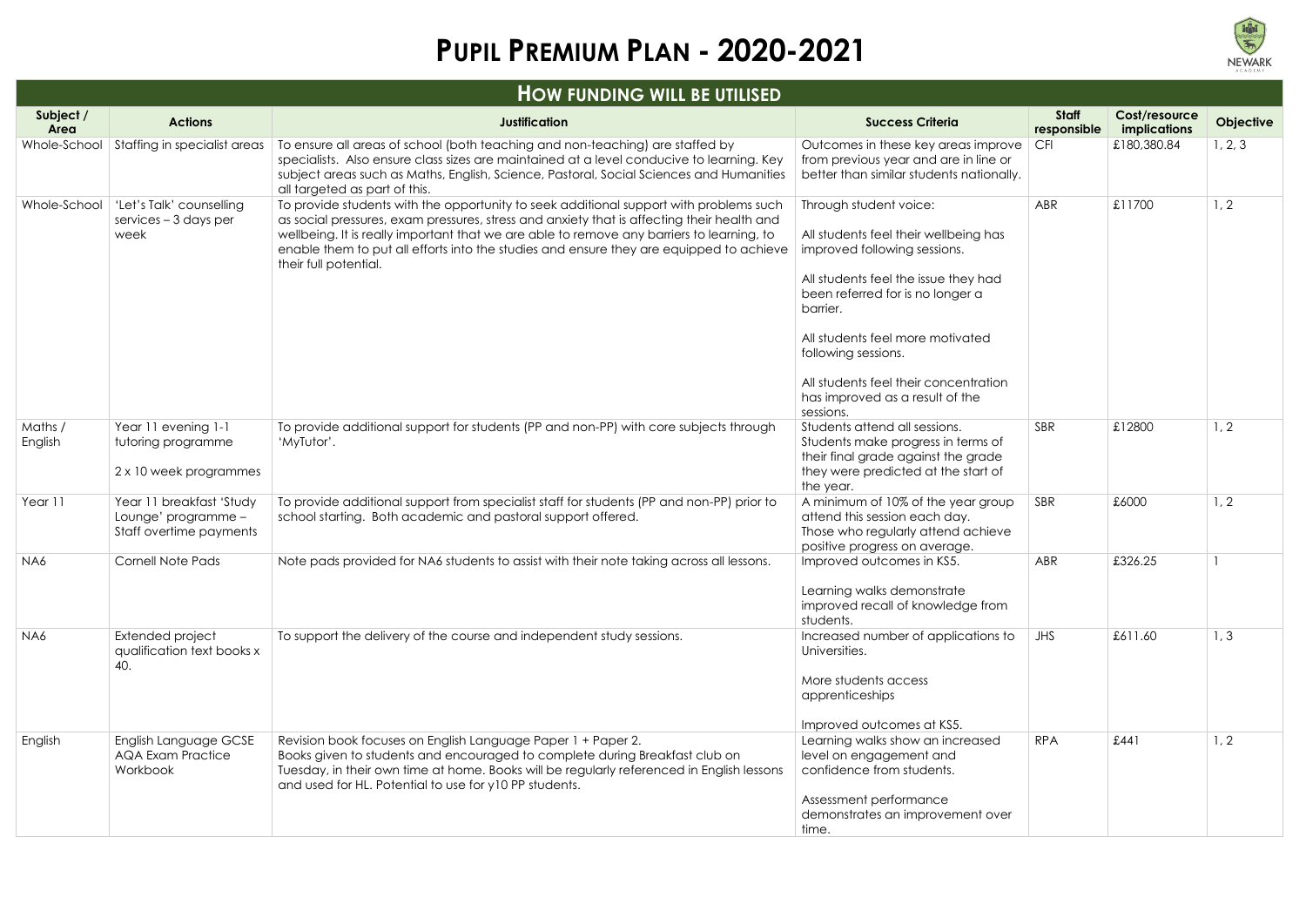# Pupil Premium Plan - 2020-2021

## How funding will be utilised

| Subject / Area | Actions | Justification | Success Criteria | Staff responsible | Cost/resource implications | Objective |
|---|---|---|---|---|---|---|
| Whole-School | Staffing in specialist areas | To ensure all areas of school (both teaching and non-teaching) are staffed by specialists. Also ensure class sizes are maintained at a level conducive to learning. Key subject areas such as Maths, English, Science, Pastoral, Social Sciences and Humanities all targeted as part of this. | Outcomes in these key areas improve from previous year and are in line or better than similar students nationally. | CFI | £180,380.84 | 1, 2, 3 |
| Whole-School | 'Let's Talk' counselling services – 3 days per week | To provide students with the opportunity to seek additional support with problems such as social pressures, exam pressures, stress and anxiety that is affecting their health and wellbeing. It is really important that we are able to remove any barriers to learning, to enable them to put all efforts into the studies and ensure they are equipped to achieve their full potential. | Through student voice:<br><br>All students feel their wellbeing has improved following sessions.<br><br>All students feel the issue they had been referred for is no longer a barrier.<br><br>All students feel more motivated following sessions.<br><br>All students feel their concentration has improved as a result of the sessions. | ABR | £11700 | 1, 2 |
| Maths / English | Year 11 evening 1-1 tutoring programme<br><br>2 x 10 week programmes | To provide additional support for students (PP and non-PP) with core subjects through 'MyTutor'. | Students attend all sessions.<br>Students make progress in terms of their final grade against the grade they were predicted at the start of the year. | SBR | £12800 | 1, 2 |
| Year 11 | Year 11 breakfast 'Study Lounge' programme – Staff overtime payments | To provide additional support from specialist staff for students (PP and non-PP) prior to school starting. Both academic and pastoral support offered. | A minimum of 10% of the year group attend this session each day.<br>Those who regularly attend achieve positive progress on average. | SBR | £6000 | 1, 2 |
| NA6 | Cornell Note Pads | Note pads provided for NA6 students to assist with their note taking across all lessons. | Improved outcomes in KS5.<br><br>Learning walks demonstrate improved recall of knowledge from students. | ABR | £326.25 | 1 |
| NA6 | Extended project qualification text books x 40. | To support the delivery of the course and independent study sessions. | Increased number of applications to Universities.<br><br>More students access apprenticeships<br><br>Improved outcomes at KS5. | JHS | £611.60 | 1, 3 |
| English | English Language GCSE AQA Exam Practice Workbook | Revision book focuses on English Language Paper 1 + Paper 2.<br>Books given to students and encouraged to complete during Breakfast club on Tuesday, in their own time at home. Books will be regularly referenced in English lessons and used for HL. Potential to use for y10 PP students. | Learning walks show an increased level on engagement and confidence from students.<br><br>Assessment performance demonstrates an improvement over time. | RPA | £441 | 1, 2 |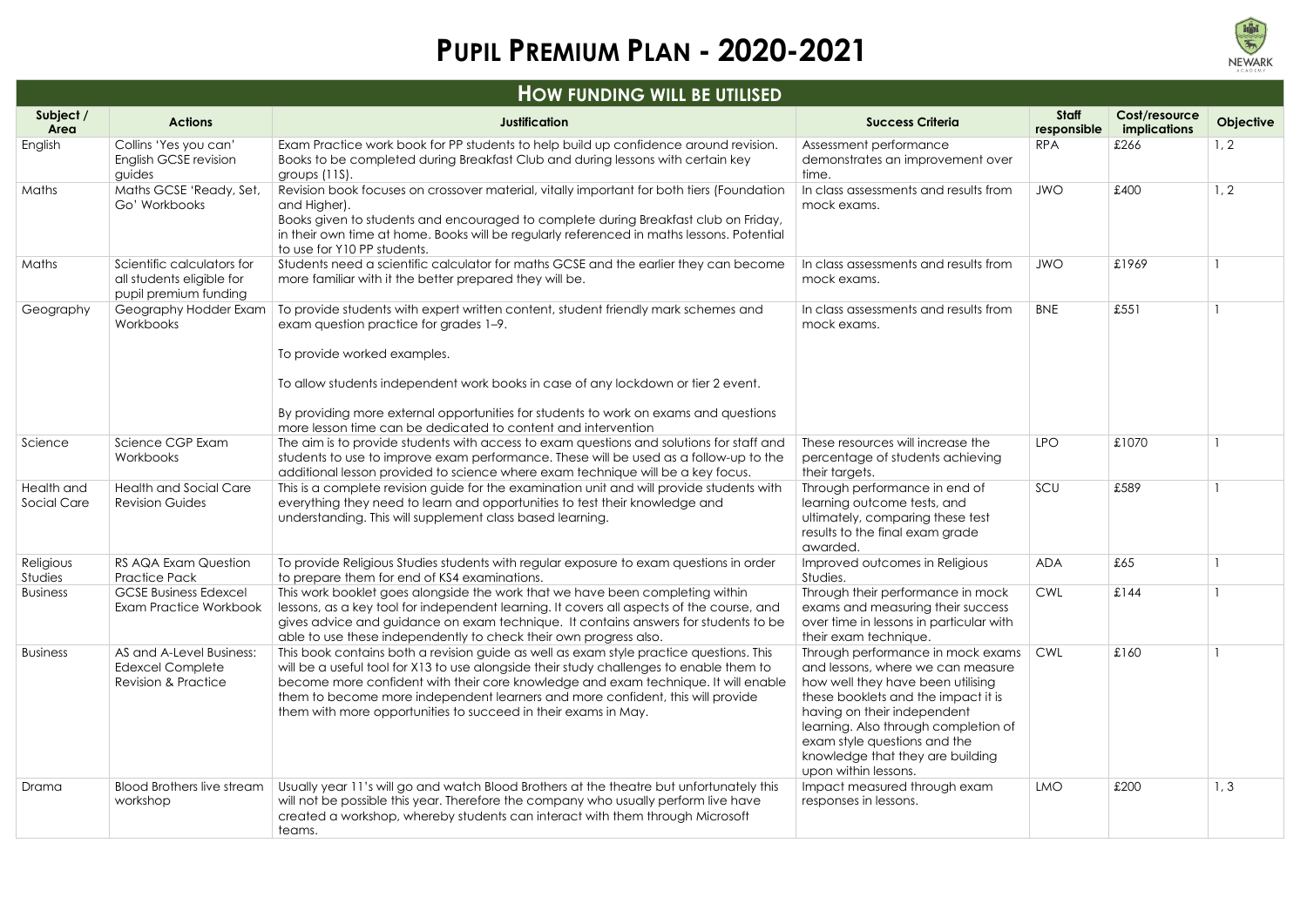# Pupil Premium Plan - 2020-2021

## How funding will be utilised

| Subject / Area | Actions | Justification | Success Criteria | Staff responsible | Cost/resource implications | Objective |
|---|---|---|---|---|---|---|
| English | Collins 'Yes you can' English GCSE revision guides | Exam Practice work book for PP students to help build up confidence around revision. Books to be completed during Breakfast Club and during lessons with certain key groups (11S). | Assessment performance demonstrates an improvement over time. | RPA | £266 | 1, 2 |
| Maths | Maths GCSE 'Ready, Set, Go' Workbooks | Revision book focuses on crossover material, vitally important for both tiers (Foundation and Higher). Books given to students and encouraged to complete during Breakfast club on Friday, in their own time at home. Books will be regularly referenced in maths lessons. Potential to use for Y10 PP students. | In class assessments and results from mock exams. | JWO | £400 | 1, 2 |
| Maths | Scientific calculators for all students eligible for pupil premium funding | Students need a scientific calculator for maths GCSE and the earlier they can become more familiar with it the better prepared they will be. | In class assessments and results from mock exams. | JWO | £1969 | 1 |
| Geography | Geography Hodder Exam Workbooks | To provide students with expert written content, student friendly mark schemes and exam question practice for grades 1–9.<br><br>To provide worked examples.<br><br>To allow students independent work books in case of any lockdown or tier 2 event.<br><br>By providing more external opportunities for students to work on exams and questions more lesson time can be dedicated to content and intervention | In class assessments and results from mock exams. | BNE | £551 | 1 |
| Science | Science CGP Exam Workbooks | The aim is to provide students with access to exam questions and solutions for staff and students to use to improve exam performance. These will be used as a follow-up to the additional lesson provided to science where exam technique will be a key focus. | These resources will increase the percentage of students achieving their targets. | LPO | £1070 | 1 |
| Health and Social Care | Health and Social Care Revision Guides | This is a complete revision guide for the examination unit and will provide students with everything they need to learn and opportunities to test their knowledge and understanding. This will supplement class based learning. | Through performance in end of learning outcome tests, and ultimately, comparing these test results to the final exam grade awarded. | SCU | £589 | 1 |
| Religious Studies | RS AQA Exam Question Practice Pack | To provide Religious Studies students with regular exposure to exam questions in order to prepare them for end of KS4 examinations. | Improved outcomes in Religious Studies. | ADA | £65 | 1 |
| Business | GCSE Business Edexcel Exam Practice Workbook | This work booklet goes alongside the work that we have been completing within lessons, as a key tool for independent learning. It covers all aspects of the course, and gives advice and guidance on exam technique. It contains answers for students to be able to use these independently to check their own progress also. | Through their performance in mock exams and measuring their success over time in lessons in particular with their exam technique. | CWL | £144 | 1 |
| Business | AS and A-Level Business: Edexcel Complete Revision & Practice | This book contains both a revision guide as well as exam style practice questions. This will be a useful tool for X13 to use alongside their study challenges to enable them to become more confident with their core knowledge and exam technique. It will enable them to become more independent learners and more confident, this will provide them with more opportunities to succeed in their exams in May. | Through performance in mock exams and lessons, where we can measure how well they have been utilising these booklets and the impact it is having on their independent learning. Also through completion of exam style questions and the knowledge that they are building upon within lessons. | CWL | £160 | 1 |
| Drama | Blood Brothers live stream workshop | Usually year 11's will go and watch Blood Brothers at the theatre but unfortunately this will not be possible this year. Therefore the company who usually perform live have created a workshop, whereby students can interact with them through Microsoft teams. | Impact measured through exam responses in lessons. | LMO | £200 | 1, 3 |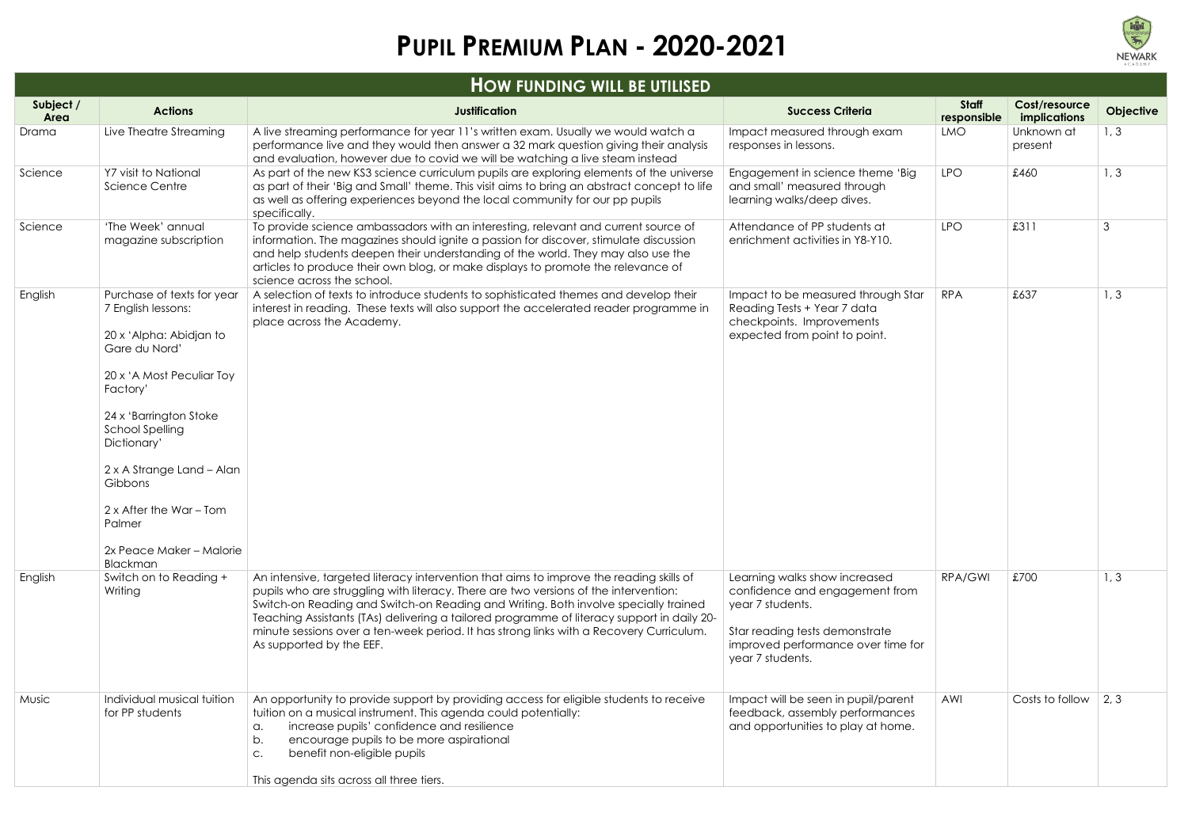# Pupil Premium Plan - 2020-2021

## How funding will be utilised

| Subject / Area | Actions | Justification | Success Criteria | Staff responsible | Cost/resource implications | Objective |
|---|---|---|---|---|---|---|
| Drama | Live Theatre Streaming | A live streaming performance for year 11's written exam. Usually we would watch a performance live and they would then answer a 32 mark question giving their analysis and evaluation, however due to covid we will be watching a live steam instead | Impact measured through exam responses in lessons. | LMO | Unknown at present | 1, 3 |
| Science | Y7 visit to National Science Centre | As part of the new KS3 science curriculum pupils are exploring elements of the universe as part of their 'Big and Small' theme. This visit aims to bring an abstract concept to life as well as offering experiences beyond the local community for our pp pupils specifically. | Engagement in science theme 'Big and small' measured through learning walks/deep dives. | LPO | £460 | 1, 3 |
| Science | 'The Week' annual magazine subscription | To provide science ambassadors with an interesting, relevant and current source of information. The magazines should ignite a passion for discover, stimulate discussion and help students deepen their understanding of the world. They may also use the articles to produce their own blog, or make displays to promote the relevance of science across the school. | Attendance of PP students at enrichment activities in Y8-Y10. | LPO | £311 | 3 |
| English | Purchase of texts for year 7 English lessons:<br><br>20 x 'Alpha: Abidjan to Gare du Nord'<br><br>20 x 'A Most Peculiar Toy Factory'<br><br>24 x 'Barrington Stoke School Spelling Dictionary'<br><br>2 x A Strange Land – Alan Gibbons<br><br>2 x After the War – Tom Palmer<br><br>2x Peace Maker – Malorie Blackman | A selection of texts to introduce students to sophisticated themes and develop their interest in reading. These texts will also support the accelerated reader programme in place across the Academy. | Impact to be measured through Star Reading Tests + Year 7 data checkpoints. Improvements expected from point to point. | RPA | £637 | 1, 3 |
| English | Switch on to Reading + Writing | An intensive, targeted literacy intervention that aims to improve the reading skills of pupils who are struggling with literacy. There are two versions of the intervention: Switch-on Reading and Switch-on Reading and Writing. Both involve specially trained Teaching Assistants (TAs) delivering a tailored programme of literacy support in daily 20-minute sessions over a ten-week period. It has strong links with a Recovery Curriculum. As supported by the EEF. | Learning walks show increased confidence and engagement from year 7 students.<br><br>Star reading tests demonstrate improved performance over time for year 7 students. | RPA/GWI | £700 | 1, 3 |
| Music | Individual musical tuition for PP students | An opportunity to provide support by providing access for eligible students to receive tuition on a musical instrument. This agenda could potentially:<br>a. increase pupils' confidence and resilience<br>b. encourage pupils to be more aspirational<br>c. benefit non-eligible pupils<br><br>This agenda sits across all three tiers. | Impact will be seen in pupil/parent feedback, assembly performances and opportunities to play at home. | AWI | Costs to follow | 2, 3 |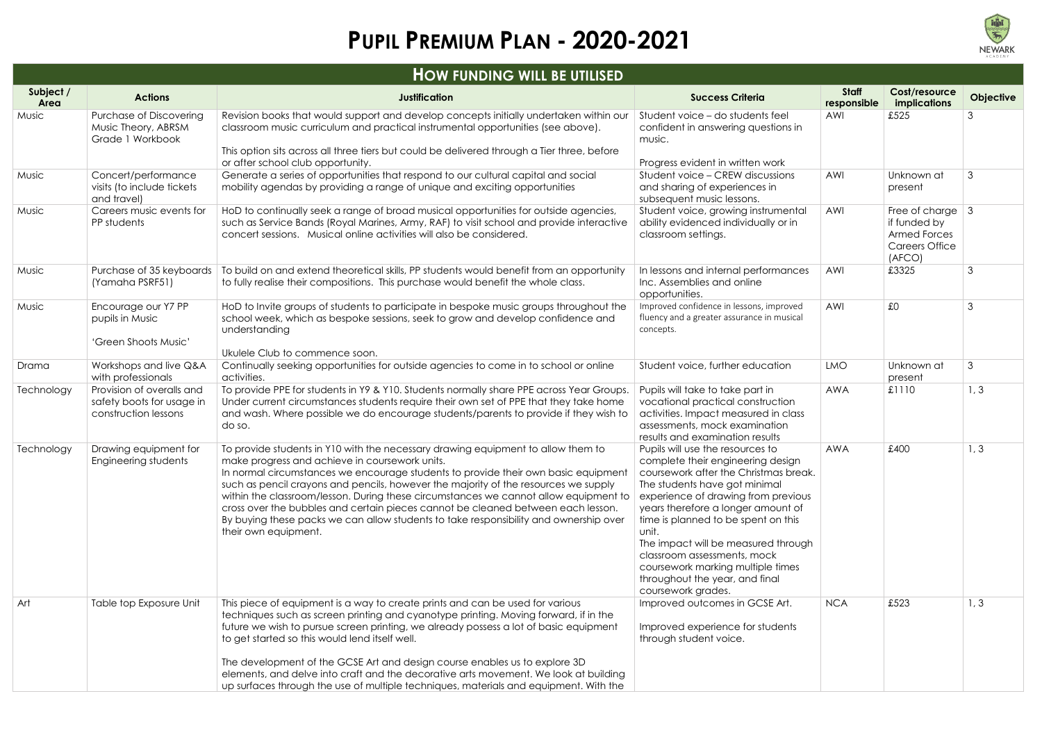# PUPIL PREMIUM PLAN - 2020-2021

## HOW FUNDING WILL BE UTILISED

| Subject / Area | Actions | Justification | Success Criteria | Staff responsible | Cost/resource implications | Objective |
|---|---|---|---|---|---|---|
| Music | Purchase of Discovering Music Theory, ABRSM Grade 1 Workbook | Revision books that would support and develop concepts initially undertaken within our classroom music curriculum and practical instrumental opportunities (see above).<br><br>This option sits across all three tiers but could be delivered through a Tier three, before or after school club opportunity. | Student voice – do students feel confident in answering questions in music.<br><br>Progress evident in written work | AWI | £525 | 3 |
| Music | Concert/performance visits (to include tickets and travel) | Generate a series of opportunities that respond to our cultural capital and social mobility agendas by providing a range of unique and exciting opportunities | Student voice – CREW discussions and sharing of experiences in subsequent music lessons. | AWI | Unknown at present | 3 |
| Music | Careers music events for PP students | HoD to continually seek a range of broad musical opportunities for outside agencies, such as Service Bands (Royal Marines, Army, RAF) to visit school and provide interactive concert sessions. Musical online activities will also be considered. | Student voice, growing instrumental ability evidenced individually or in classroom settings. | AWI | Free of charge if funded by Armed Forces Careers Office (AFCO) | 3 |
| Music | Purchase of 35 keyboards (Yamaha PSRF51) | To build on and extend theoretical skills, PP students would benefit from an opportunity to fully realise their compositions. This purchase would benefit the whole class. | In lessons and internal performances Inc. Assemblies and online opportunities. | AWI | £3325 | 3 |
| Music | Encourage our Y7 PP pupils in Music<br><br>'Green Shoots Music' | HoD to Invite groups of students to participate in bespoke music groups throughout the school week, which as bespoke sessions, seek to grow and develop confidence and understanding<br><br>Ukulele Club to commence soon. | Improved confidence in lessons, improved fluency and a greater assurance in musical concepts. | AWI | £0 | 3 |
| Drama | Workshops and live Q&A with professionals | Continually seeking opportunities for outside agencies to come in to school or online activities. | Student voice, further education | LMO | Unknown at present | 3 |
| Technology | Provision of overalls and safety boots for usage in construction lessons | To provide PPE for students in Y9 & Y10. Students normally share PPE across Year Groups. Under current circumstances students require their own set of PPE that they take home and wash. Where possible we do encourage students/parents to provide if they wish to do so. | Pupils will take to take part in vocational practical construction activities. Impact measured in class assessments, mock examination results and examination results | AWA | £1110 | 1, 3 |
| Technology | Drawing equipment for Engineering students | To provide students in Y10 with the necessary drawing equipment to allow them to make progress and achieve in coursework units.<br>In normal circumstances we encourage students to provide their own basic equipment such as pencil crayons and pencils, however the majority of the resources we supply within the classroom/lesson. During these circumstances we cannot allow equipment to cross over the bubbles and certain pieces cannot be cleaned between each lesson. By buying these packs we can allow students to take responsibility and ownership over their own equipment. | Pupils will use the resources to complete their engineering design coursework after the Christmas break. The students have got minimal experience of drawing from previous years therefore a longer amount of time is planned to be spent on this unit.<br>The impact will be measured through classroom assessments, mock coursework marking multiple times throughout the year, and final coursework grades. | AWA | £400 | 1, 3 |
| Art | Table top Exposure Unit | This piece of equipment is a way to create prints and can be used for various techniques such as screen printing and cyanotype printing. Moving forward, if in the future we wish to pursue screen printing, we already possess a lot of basic equipment to get started so this would lend itself well.<br><br>The development of the GCSE Art and design course enables us to explore 3D elements, and delve into craft and the decorative arts movement. We look at building up surfaces through the use of multiple techniques, materials and equipment. With the | Improved outcomes in GCSE Art.<br><br>Improved experience for students through student voice. | NCA | £523 | 1, 3 |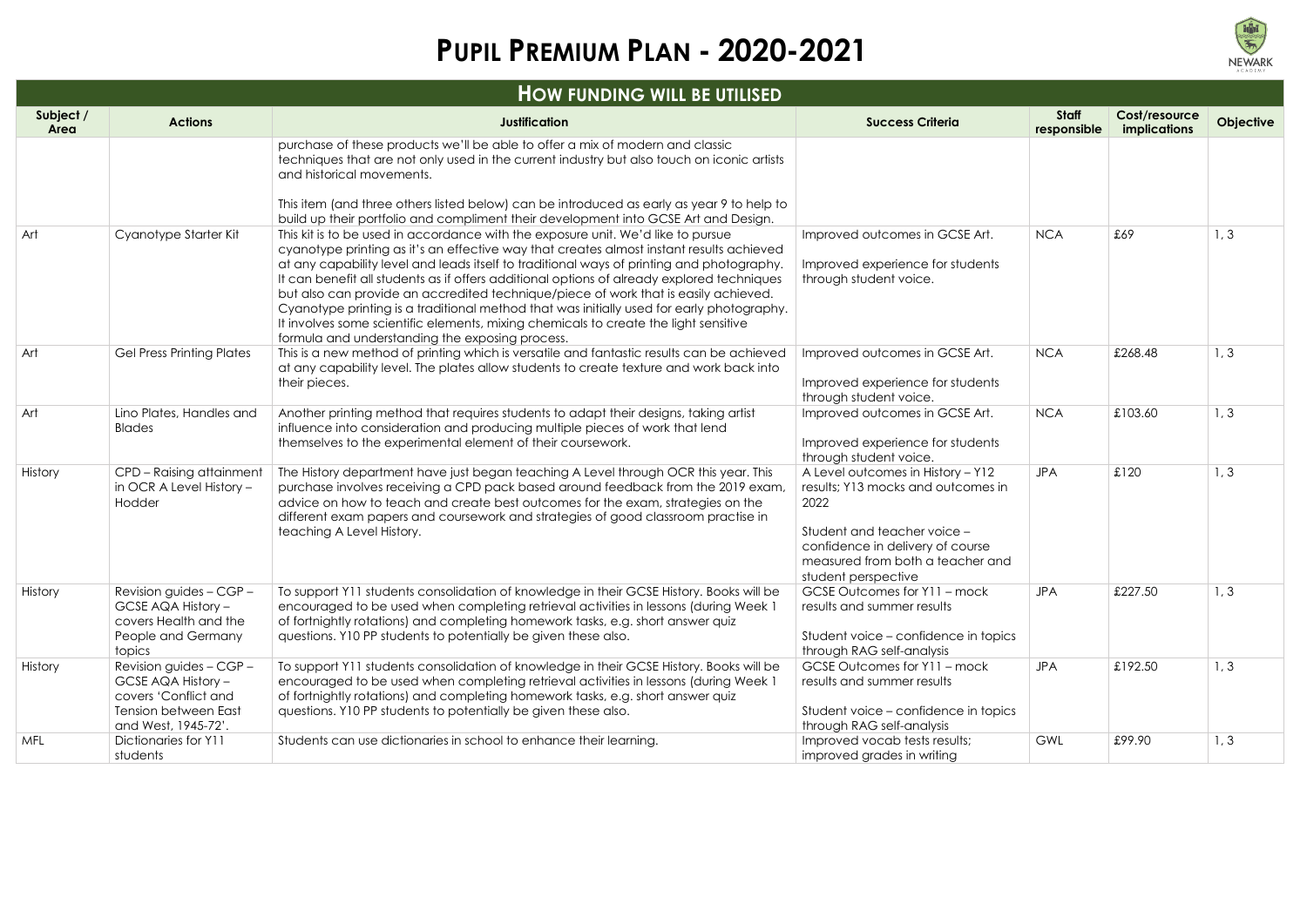# PUPIL PREMIUM PLAN - 2020-2021

## HOW FUNDING WILL BE UTILISED

| Subject / Area | Actions | Justification | Success Criteria | Staff responsible | Cost/resource implications | Objective |
|---|---|---|---|---|---|---|
| | | purchase of these products we'll be able to offer a mix of modern and classic techniques that are not only used in the current industry but also touch on iconic artists and historical movements.<br><br>This item (and three others listed below) can be introduced as early as year 9 to help to build up their portfolio and compliment their development into GCSE Art and Design. | | | | |
| Art | Cyanotype Starter Kit | This kit is to be used in accordance with the exposure unit. We'd like to pursue cyanotype printing as it's an effective way that creates almost instant results achieved at any capability level and leads itself to traditional ways of printing and photography. It can benefit all students as if offers additional options of already explored techniques but also can provide an accredited technique/piece of work that is easily achieved. Cyanotype printing is a traditional method that was initially used for early photography. It involves some scientific elements, mixing chemicals to create the light sensitive formula and understanding the exposing process. | Improved outcomes in GCSE Art.<br><br>Improved experience for students through student voice. | NCA | £69 | 1, 3 |
| Art | Gel Press Printing Plates | This is a new method of printing which is versatile and fantastic results can be achieved at any capability level. The plates allow students to create texture and work back into their pieces. | Improved outcomes in GCSE Art.<br><br>Improved experience for students through student voice. | NCA | £268.48 | 1, 3 |
| Art | Lino Plates, Handles and Blades | Another printing method that requires students to adapt their designs, taking artist influence into consideration and producing multiple pieces of work that lend themselves to the experimental element of their coursework. | Improved outcomes in GCSE Art.<br><br>Improved experience for students through student voice. | NCA | £103.60 | 1, 3 |
| History | CPD – Raising attainment in OCR A Level History – Hodder | The History department have just began teaching A Level through OCR this year. This purchase involves receiving a CPD pack based around feedback from the 2019 exam, advice on how to teach and create best outcomes for the exam, strategies on the different exam papers and coursework and strategies of good classroom practise in teaching A Level History. | A Level outcomes in History – Y12 results; Y13 mocks and outcomes in 2022<br><br>Student and teacher voice – confidence in delivery of course measured from both a teacher and student perspective | JPA | £120 | 1, 3 |
| History | Revision guides – CGP – GCSE AQA History – covers Health and the People and Germany topics | To support Y11 students consolidation of knowledge in their GCSE History. Books will be encouraged to be used when completing retrieval activities in lessons (during Week 1 of fortnightly rotations) and completing homework tasks, e.g. short answer quiz questions. Y10 PP students to potentially be given these also. | GCSE Outcomes for Y11 – mock results and summer results<br><br>Student voice – confidence in topics through RAG self-analysis | JPA | £227.50 | 1, 3 |
| History | Revision guides – CGP – GCSE AQA History – covers 'Conflict and Tension between East and West, 1945-72'. | To support Y11 students consolidation of knowledge in their GCSE History. Books will be encouraged to be used when completing retrieval activities in lessons (during Week 1 of fortnightly rotations) and completing homework tasks, e.g. short answer quiz questions. Y10 PP students to potentially be given these also. | GCSE Outcomes for Y11 – mock results and summer results<br><br>Student voice – confidence in topics through RAG self-analysis | JPA | £192.50 | 1, 3 |
| MFL | Dictionaries for Y11 students | Students can use dictionaries in school to enhance their learning. | Improved vocab tests results; improved grades in writing | GWL | £99.90 | 1, 3 |